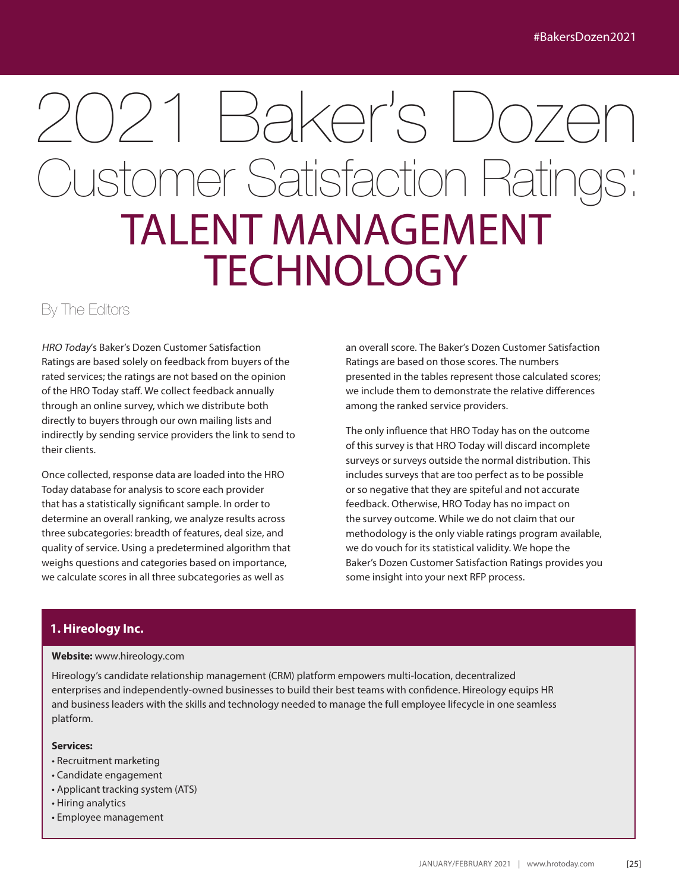# 2021 Baker's Dozen Customer Satisfaction Ratings: TALENT MANAGEMENT TECHNOLOGY

By The Editors

*HRO Today*'s Baker's Dozen Customer Satisfaction Ratings are based solely on feedback from buyers of the rated services; the ratings are not based on the opinion of the HRO Today staff. We collect feedback annually through an online survey, which we distribute both directly to buyers through our own mailing lists and indirectly by sending service providers the link to send to their clients.

Once collected, response data are loaded into the HRO Today database for analysis to score each provider that has a statistically significant sample. In order to determine an overall ranking, we analyze results across three subcategories: breadth of features, deal size, and quality of service. Using a predetermined algorithm that weighs questions and categories based on importance, we calculate scores in all three subcategories as well as an overall score. The Baker's Dozen Customer Satisfaction Ratings are based on those scores. The numbers presented in the tables represent those calculated scores; we include them to demonstrate the relative differences among the ranked service providers.

The only influence that HRO Today has on the outcome of this survey is that HRO Today will discard incomplete surveys or surveys outside the normal distribution. This includes surveys that are too perfect as to be possible or so negative that they are spiteful and not accurate feedback. Otherwise, HRO Today has no impact on the survey outcome. While we do not claim that our methodology is the only viable ratings program available, we do vouch for its statistical validity. We hope the Baker's Dozen Customer Satisfaction Ratings provides you some insight into your next RFP process.

## 1. Hireology Inc.

**Website:** www.hireology.com

Hireology's candidate relationship management (CRM) platform empowers multi-location, decentralized enterprises and independently-owned businesses to build their best teams with confidence. Hireology equips HR and business leaders with the skills and technology needed to manage the full employee lifecycle in one seamless platform.

**Services:**

- Recruitment marketing
- Candidate engagement
- Applicant tracking system (ATS)
- Hiring analytics
- Employee management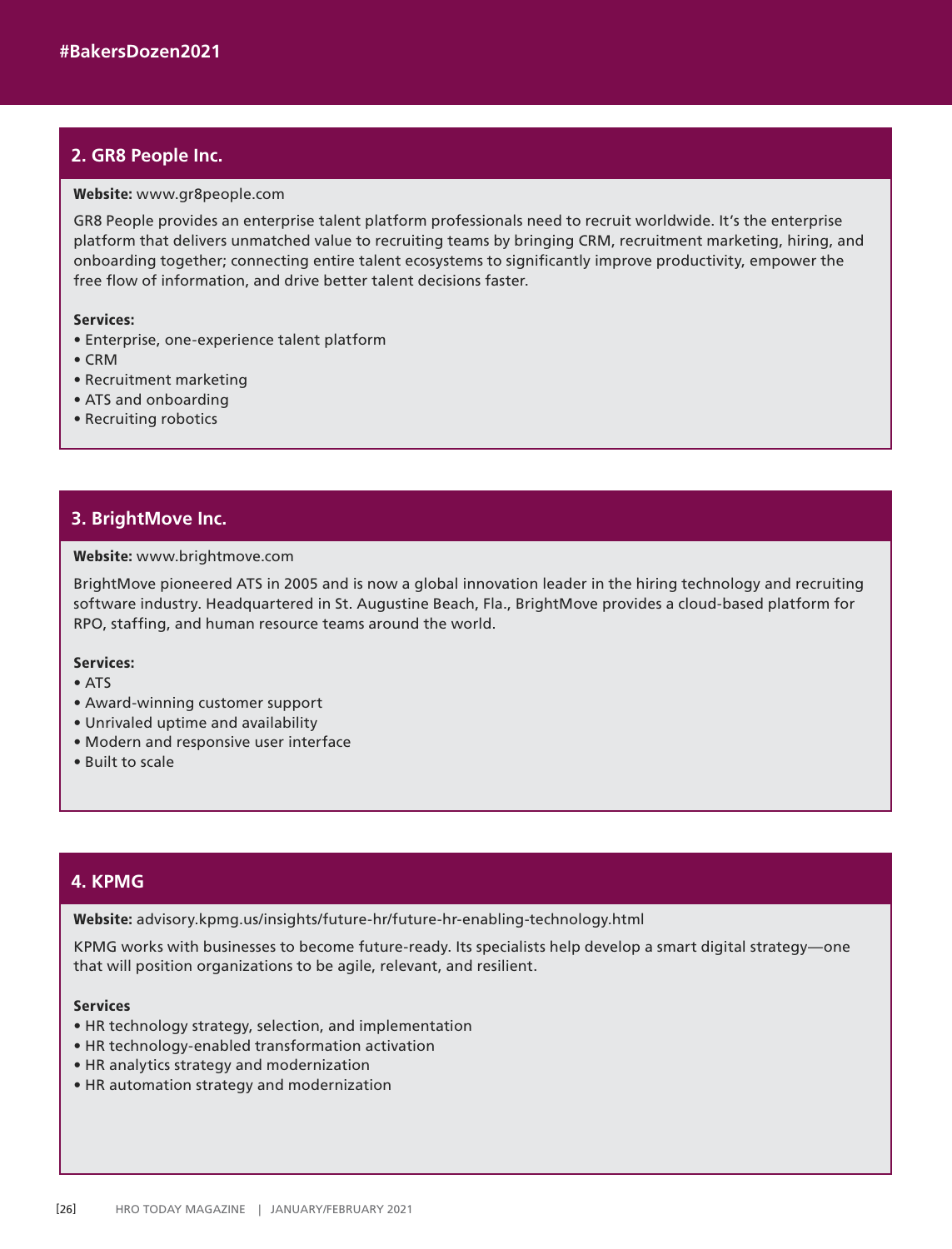## 2. GR8 People Inc.

**Website:** www.gr8people.com

GR8 People provides an enterprise talent platform professionals need to recruit worldwide. It's the enterprise platform that delivers unmatched value to recruiting teams by bringing CRM, recruitment marketing, hiring, and onboarding together; connecting entire talent ecosystems to significantly improve productivity, empower the free flow of information, and drive better talent decisions faster.

**Services:**

- Enterprise, one-experience talent platform
- CRM
- Recruitment marketing
- ATS and onboarding
- Recruiting robotics

## 3. BrightMove Inc.

**Website:** www.brightmove.com

BrightMove pioneered ATS in 2005 and is now a global innovation leader in the hiring technology and recruiting software industry. Headquartered in St. Augustine Beach, Fla., BrightMove provides a cloud-based platform for RPO, staffing, and human resource teams around the world.

**Services:**

- ATS
- Award-winning customer support
- Unrivaled uptime and availability
- Modern and responsive user interface
- Built to scale

## 4. KPMG

**Website:** advisory.kpmg.us/insights/future-hr/future-hr-enabling-technology.html

KPMG works with businesses to become future-ready. Its specialists help develop a smart digital strategy—one that will position organizations to be agile, relevant, and resilient.

**Services**

- HR technology strategy, selection, and implementation
- HR technology-enabled transformation activation
- HR analytics strategy and modernization
- HR automation strategy and modernization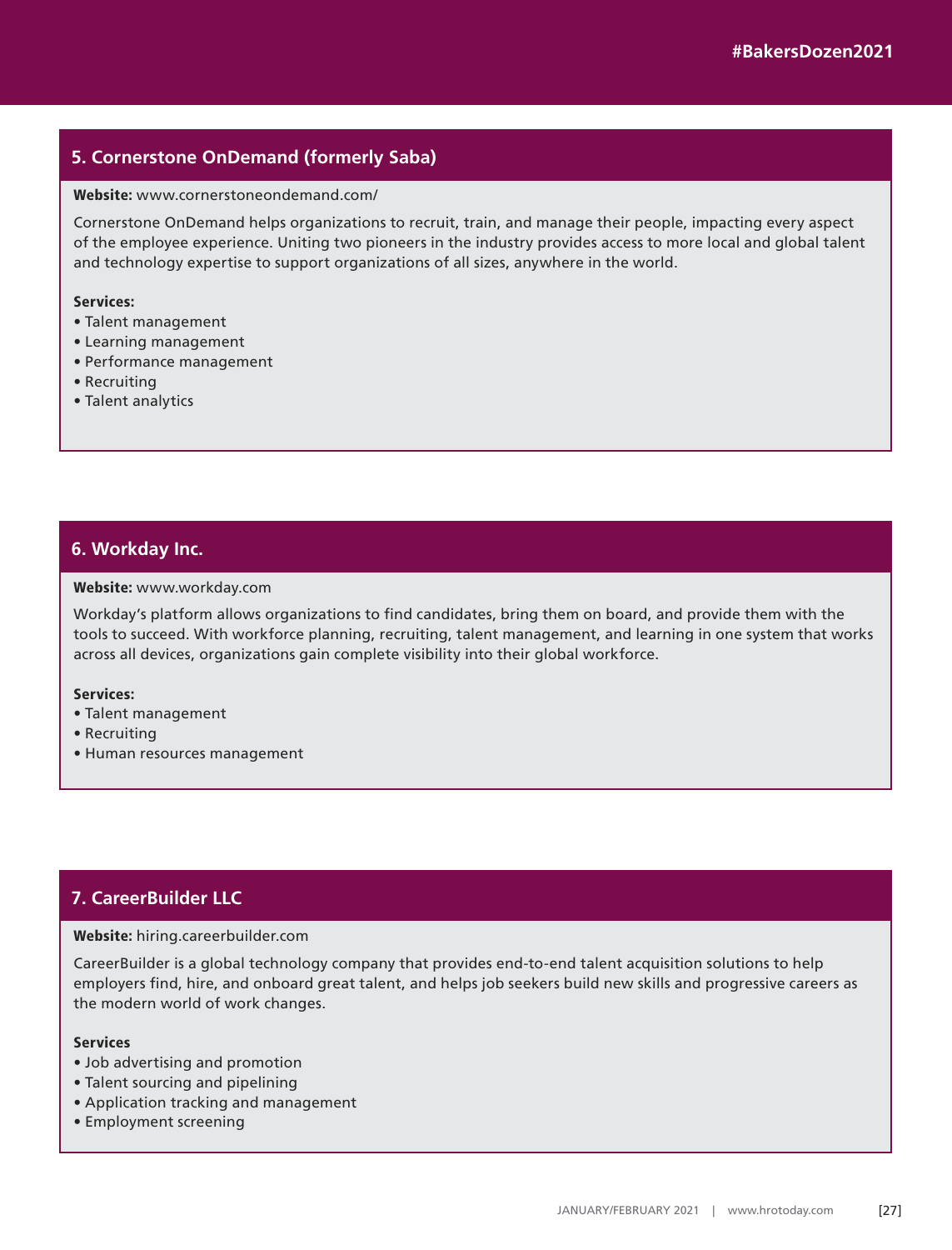## 5. Cornerstone OnDemand (formerly Saba)

**Website:** www.cornerstoneondemand.com/

Cornerstone OnDemand helps organizations to recruit, train, and manage their people, impacting every aspect of the employee experience. Uniting two pioneers in the industry provides access to more local and global talent and technology expertise to support organizations of all sizes, anywhere in the world.

**Services:**

- Talent management
- Learning management
- Performance management
- Recruiting
- Talent analytics

## 6. Workday Inc.

**Website:** www.workday.com

Workday's platform allows organizations to find candidates, bring them on board, and provide them with the tools to succeed. With workforce planning, recruiting, talent management, and learning in one system that works across all devices, organizations gain complete visibility into their global workforce.

**Services:**

- Talent management
- Recruiting
- Human resources management

## 7. CareerBuilder LLC

**Website:** hiring.careerbuilder.com

CareerBuilder is a global technology company that provides end-to-end talent acquisition solutions to help employers find, hire, and onboard great talent, and helps job seekers build new skills and progressive careers as the modern world of work changes.

**Services**

- Job advertising and promotion
- Talent sourcing and pipelining
- Application tracking and management
- Employment screening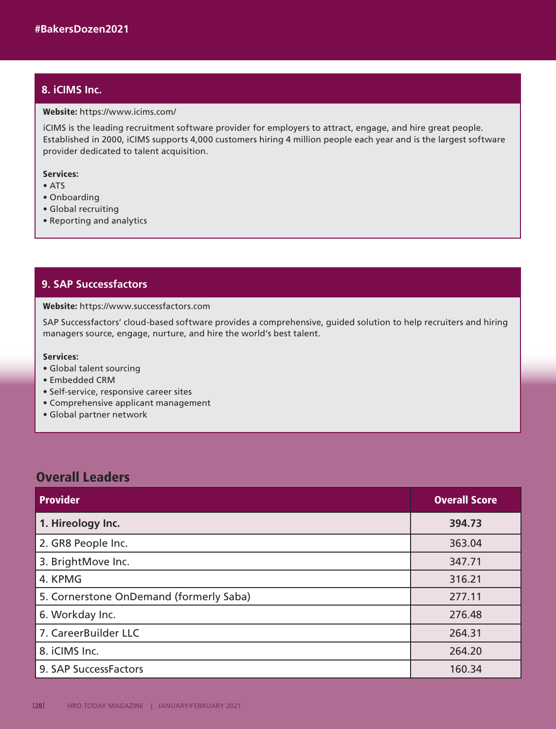## 8. iCIMS Inc.

**Website:** https://www.icims.com/

iCIMS is the leading recruitment software provider for employers to attract, engage, and hire great people. Established in 2000, iCIMS supports 4,000 customers hiring 4 million people each year and is the largest software provider dedicated to talent acquisition.

**Services:**
- ATS
- Onboarding
- Global recruiting
- Reporting and analytics

## 9. SAP Successfactors

**Website:** https://www.successfactors.com

SAP Successfactors' cloud-based software provides a comprehensive, guided solution to help recruiters and hiring managers source, engage, nurture, and hire the world's best talent.

**Services:**
- Global talent sourcing
- Embedded CRM
- Self-service, responsive career sites
- Comprehensive applicant management
- Global partner network

## Overall Leaders

| Provider | Overall Score |
|---|---|
| **1. Hireology Inc.** | **394.73** |
| 2. GR8 People Inc. | 363.04 |
| 3. BrightMove Inc. | 347.71 |
| 4. KPMG | 316.21 |
| 5. Cornerstone OnDemand (formerly Saba) | 277.11 |
| 6. Workday Inc. | 276.48 |
| 7. CareerBuilder LLC | 264.31 |
| 8. iCIMS Inc. | 264.20 |
| 9. SAP SuccessFactors | 160.34 |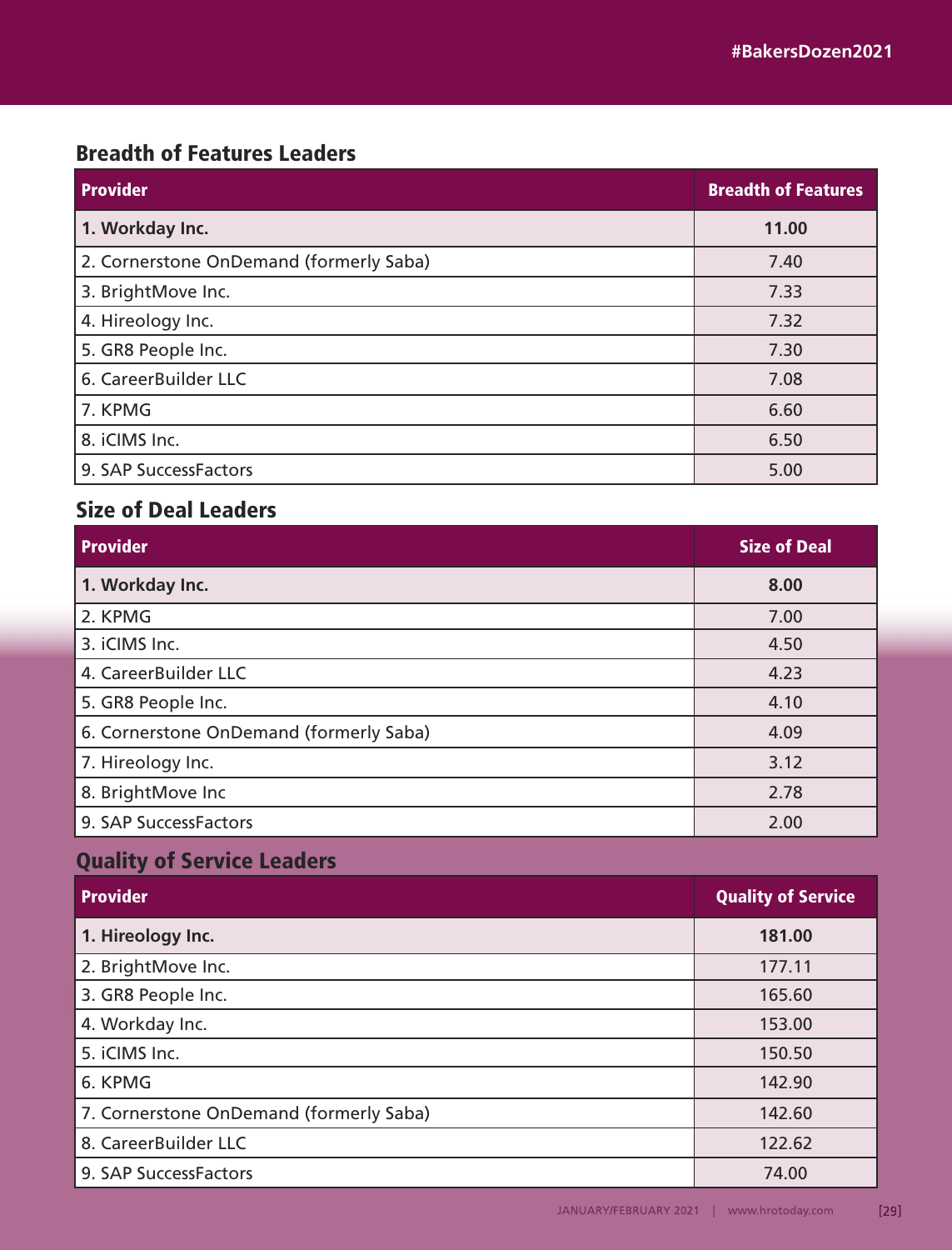## Breadth of Features Leaders

| Provider | Breadth of Features |
|---|---|
| **1. Workday Inc.** | **11.00** |
| 2. Cornerstone OnDemand (formerly Saba) | 7.40 |
| 3. BrightMove Inc. | 7.33 |
| 4. Hireology Inc. | 7.32 |
| 5. GR8 People Inc. | 7.30 |
| 6. CareerBuilder LLC | 7.08 |
| 7. KPMG | 6.60 |
| 8. iCIMS Inc. | 6.50 |
| 9. SAP SuccessFactors | 5.00 |

## Size of Deal Leaders

| Provider | Size of Deal |
|---|---|
| **1. Workday Inc.** | **8.00** |
| 2. KPMG | 7.00 |
| 3. iCIMS Inc. | 4.50 |
| 4. CareerBuilder LLC | 4.23 |
| 5. GR8 People Inc. | 4.10 |
| 6. Cornerstone OnDemand (formerly Saba) | 4.09 |
| 7. Hireology Inc. | 3.12 |
| 8. BrightMove Inc | 2.78 |
| 9. SAP SuccessFactors | 2.00 |

## Quality of Service Leaders

| Provider | Quality of Service |
|---|---|
| **1. Hireology Inc.** | **181.00** |
| 2. BrightMove Inc. | 177.11 |
| 3. GR8 People Inc. | 165.60 |
| 4. Workday Inc. | 153.00 |
| 5. iCIMS Inc. | 150.50 |
| 6. KPMG | 142.90 |
| 7. Cornerstone OnDemand (formerly Saba) | 142.60 |
| 8. CareerBuilder LLC | 122.62 |
| 9. SAP SuccessFactors | 74.00 |